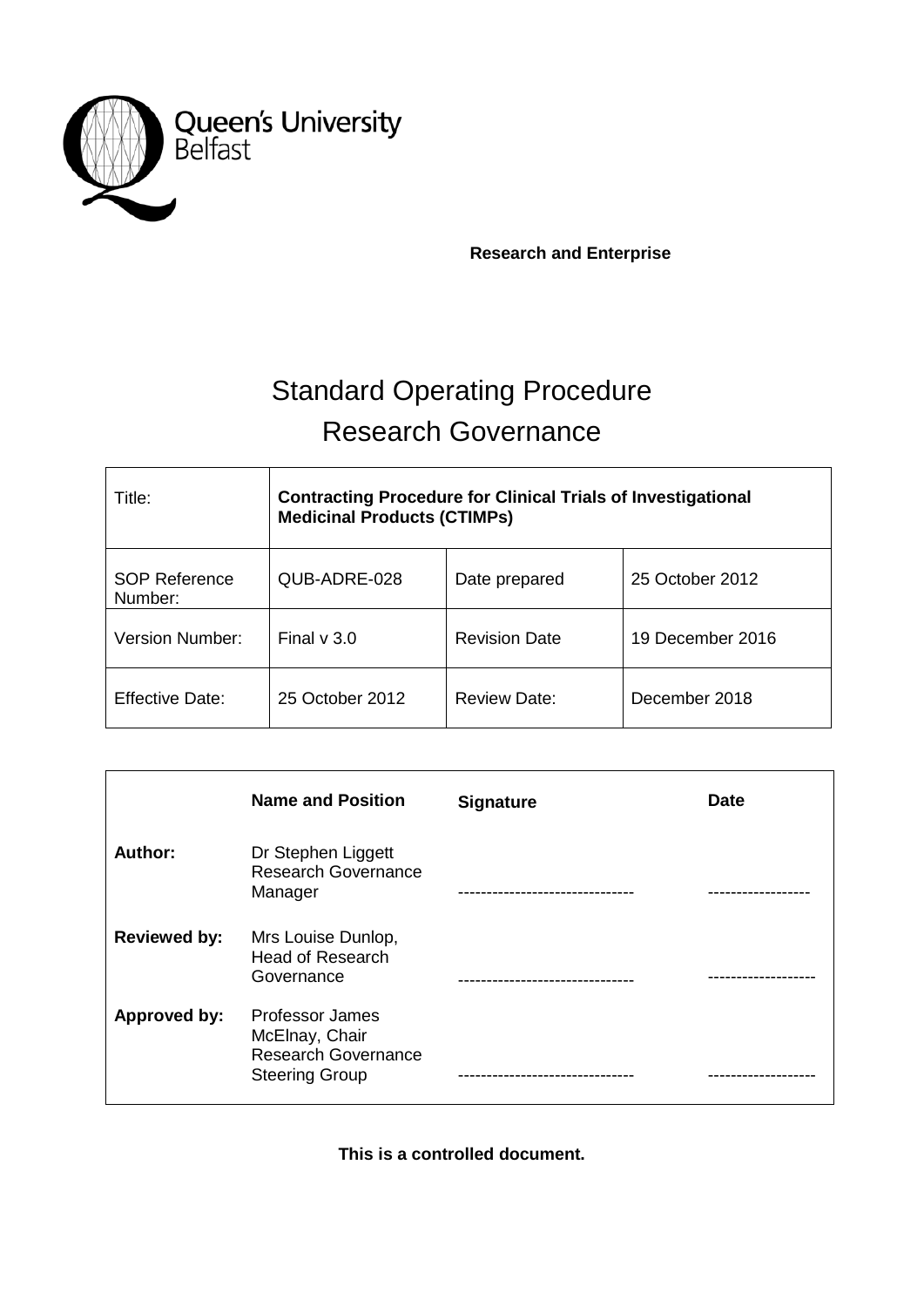Queen's University Belfast

**Research and Enterprise**

# Standard Operating Procedure
# Research Governance

| Title: | **Contracting Procedure for Clinical Trials of Investigational Medicinal Products (CTIMPs)** | | |
|---|---|---|---|
| SOP Reference Number: | QUB-ADRE-028 | Date prepared | 25 October 2012 |
| Version Number: | Final v 3.0 | Revision Date | 19 December 2016 |
| Effective Date: | 25 October 2012 | Review Date: | December 2018 |

| | **Name and Position** | **Signature** | **Date** |
|---|---|---|---|
| **Author:** | Dr Stephen Liggett Research Governance Manager | ------------------------------ | ----------------- |
| **Reviewed by:** | Mrs Louise Dunlop, Head of Research Governance | ------------------------------ | ------------------ |
| **Approved by:** | Professor James McElnay, Chair Research Governance Steering Group | ------------------------------ | ------------------ |

**This is a controlled document.**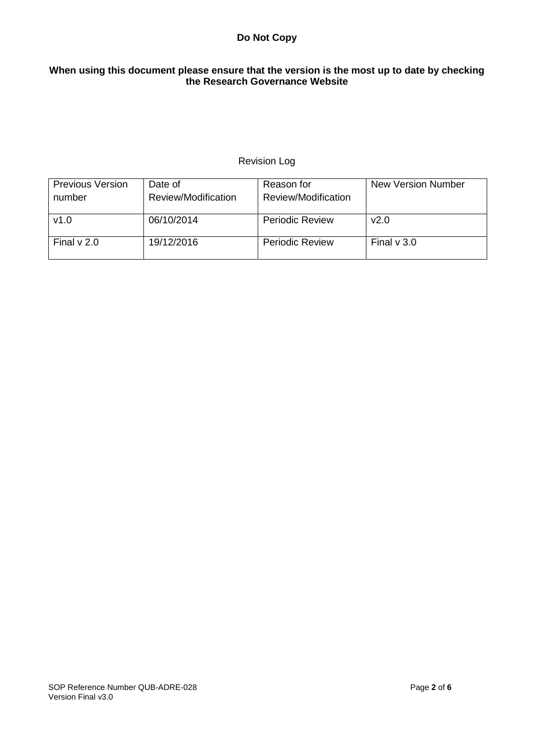**Do Not Copy**

**When using this document please ensure that the version is the most up to date by checking the Research Governance Website**

Revision Log

| Previous Version number | Date of Review/Modification | Reason for Review/Modification | New Version Number |
|---|---|---|---|
| v1.0 | 06/10/2014 | Periodic Review | v2.0 |
| Final v 2.0 | 19/12/2016 | Periodic Review | Final v 3.0 |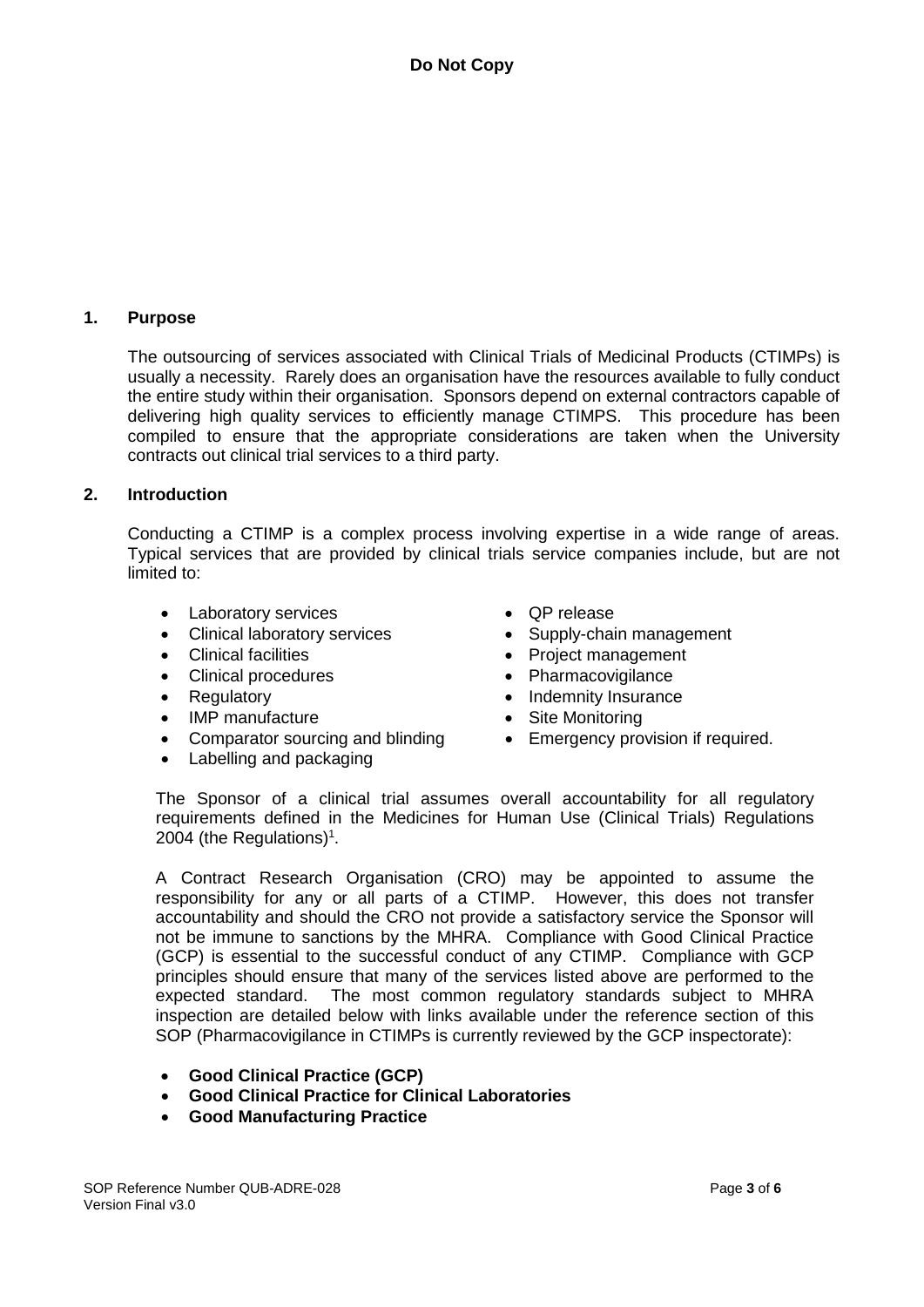**Do Not Copy**

## 1. Purpose

The outsourcing of services associated with Clinical Trials of Medicinal Products (CTIMPs) is usually a necessity. Rarely does an organisation have the resources available to fully conduct the entire study within their organisation. Sponsors depend on external contractors capable of delivering high quality services to efficiently manage CTIMPS. This procedure has been compiled to ensure that the appropriate considerations are taken when the University contracts out clinical trial services to a third party.

## 2. Introduction

Conducting a CTIMP is a complex process involving expertise in a wide range of areas. Typical services that are provided by clinical trials service companies include, but are not limited to:

- Laboratory services
- Clinical laboratory services
- Clinical facilities
- Clinical procedures
- Regulatory
- IMP manufacture
- Comparator sourcing and blinding
- Labelling and packaging
- QP release
- Supply-chain management
- Project management
- Pharmacovigilance
- Indemnity Insurance
- Site Monitoring
- Emergency provision if required.

The Sponsor of a clinical trial assumes overall accountability for all regulatory requirements defined in the Medicines for Human Use (Clinical Trials) Regulations 2004 (the Regulations)[1].

A Contract Research Organisation (CRO) may be appointed to assume the responsibility for any or all parts of a CTIMP. However, this does not transfer accountability and should the CRO not provide a satisfactory service the Sponsor will not be immune to sanctions by the MHRA. Compliance with Good Clinical Practice (GCP) is essential to the successful conduct of any CTIMP. Compliance with GCP principles should ensure that many of the services listed above are performed to the expected standard. The most common regulatory standards subject to MHRA inspection are detailed below with links available under the reference section of this SOP (Pharmacovigilance in CTIMPs is currently reviewed by the GCP inspectorate):

- **Good Clinical Practice (GCP)**
- **Good Clinical Practice for Clinical Laboratories**
- **Good Manufacturing Practice**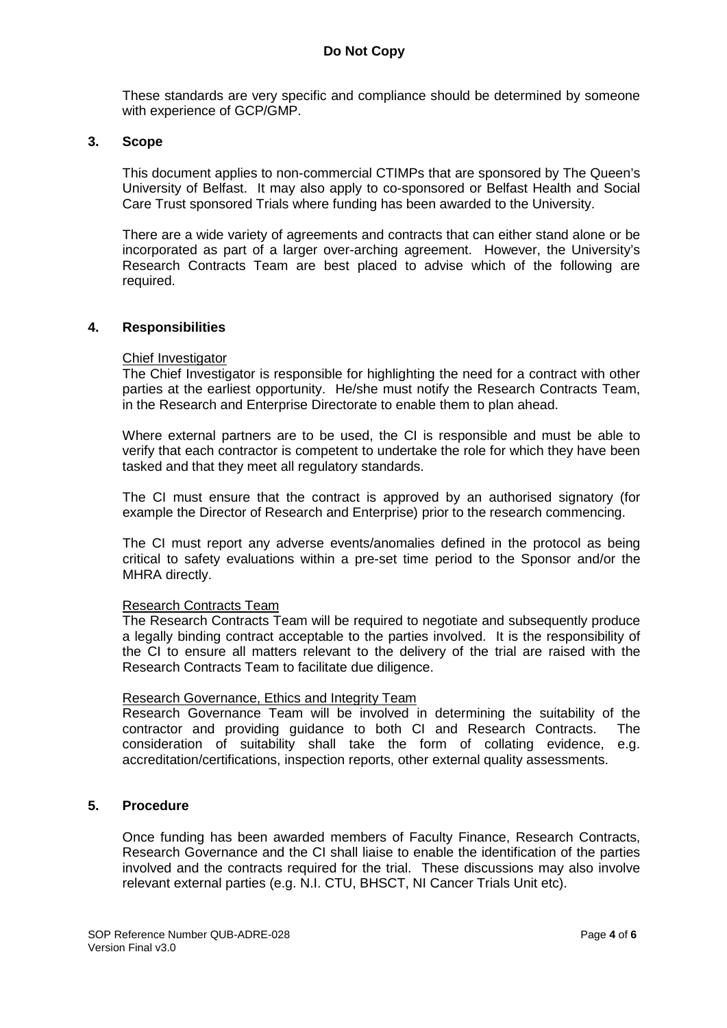These standards are very specific and compliance should be determined by someone with experience of GCP/GMP.

## 3. Scope

This document applies to non-commercial CTIMPs that are sponsored by The Queen's University of Belfast. It may also apply to co-sponsored or Belfast Health and Social Care Trust sponsored Trials where funding has been awarded to the University.

There are a wide variety of agreements and contracts that can either stand alone or be incorporated as part of a larger over-arching agreement. However, the University's Research Contracts Team are best placed to advise which of the following are required.

## 4. Responsibilities

<u>Chief Investigator</u>

The Chief Investigator is responsible for highlighting the need for a contract with other parties at the earliest opportunity. He/she must notify the Research Contracts Team, in the Research and Enterprise Directorate to enable them to plan ahead.

Where external partners are to be used, the CI is responsible and must be able to verify that each contractor is competent to undertake the role for which they have been tasked and that they meet all regulatory standards.

The CI must ensure that the contract is approved by an authorised signatory (for example the Director of Research and Enterprise) prior to the research commencing.

The CI must report any adverse events/anomalies defined in the protocol as being critical to safety evaluations within a pre-set time period to the Sponsor and/or the MHRA directly.

<u>Research Contracts Team</u>

The Research Contracts Team will be required to negotiate and subsequently produce a legally binding contract acceptable to the parties involved. It is the responsibility of the CI to ensure all matters relevant to the delivery of the trial are raised with the Research Contracts Team to facilitate due diligence.

<u>Research Governance, Ethics and Integrity Team</u>

Research Governance Team will be involved in determining the suitability of the contractor and providing guidance to both CI and Research Contracts. The consideration of suitability shall take the form of collating evidence, e.g. accreditation/certifications, inspection reports, other external quality assessments.

## 5. Procedure

Once funding has been awarded members of Faculty Finance, Research Contracts, Research Governance and the CI shall liaise to enable the identification of the parties involved and the contracts required for the trial. These discussions may also involve relevant external parties (e.g. N.I. CTU, BHSCT, NI Cancer Trials Unit etc).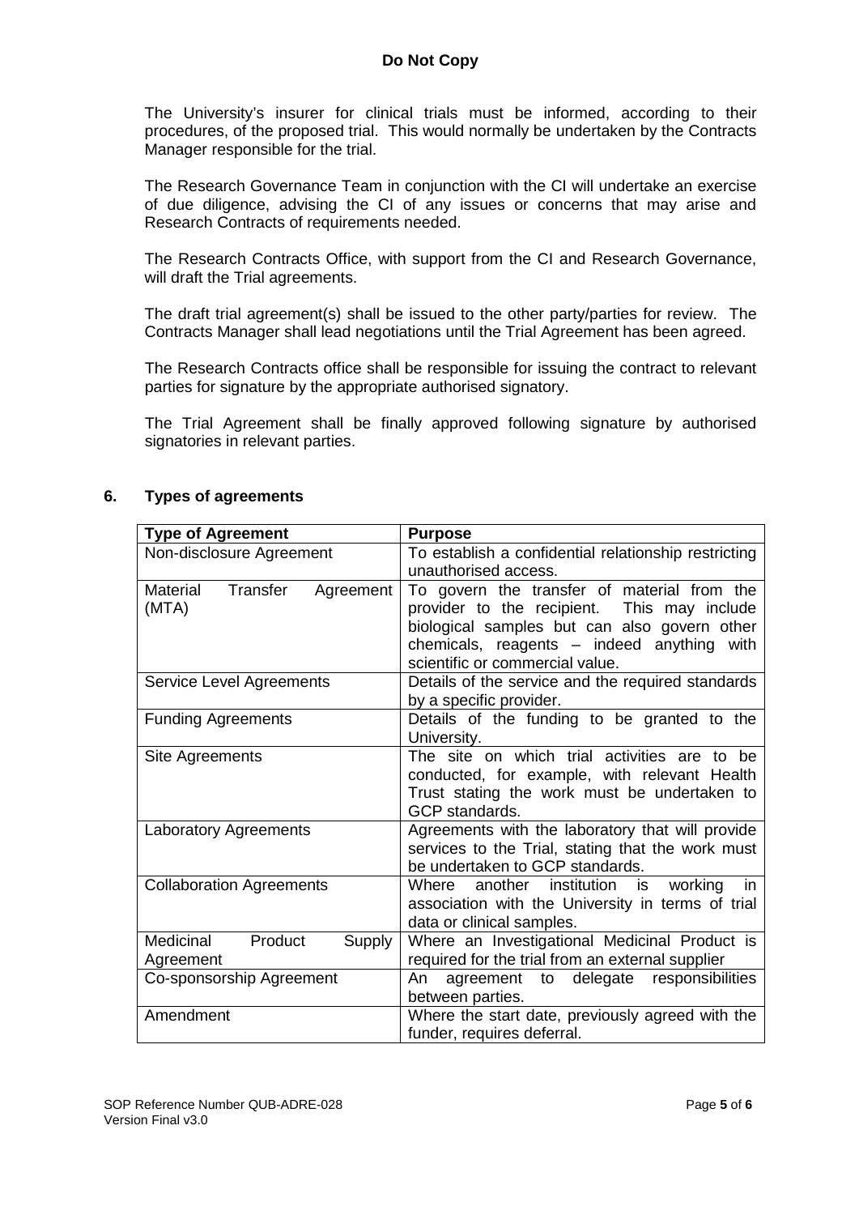The University's insurer for clinical trials must be informed, according to their procedures, of the proposed trial. This would normally be undertaken by the Contracts Manager responsible for the trial.

The Research Governance Team in conjunction with the CI will undertake an exercise of due diligence, advising the CI of any issues or concerns that may arise and Research Contracts of requirements needed.

The Research Contracts Office, with support from the CI and Research Governance, will draft the Trial agreements.

The draft trial agreement(s) shall be issued to the other party/parties for review. The Contracts Manager shall lead negotiations until the Trial Agreement has been agreed.

The Research Contracts office shall be responsible for issuing the contract to relevant parties for signature by the appropriate authorised signatory.

The Trial Agreement shall be finally approved following signature by authorised signatories in relevant parties.

## 6. Types of agreements

| Type of Agreement | Purpose |
|---|---|
| Non-disclosure Agreement | To establish a confidential relationship restricting unauthorised access. |
| Material Transfer Agreement (MTA) | To govern the transfer of material from the provider to the recipient. This may include biological samples but can also govern other chemicals, reagents – indeed anything with scientific or commercial value. |
| Service Level Agreements | Details of the service and the required standards by a specific provider. |
| Funding Agreements | Details of the funding to be granted to the University. |
| Site Agreements | The site on which trial activities are to be conducted, for example, with relevant Health Trust stating the work must be undertaken to GCP standards. |
| Laboratory Agreements | Agreements with the laboratory that will provide services to the Trial, stating that the work must be undertaken to GCP standards. |
| Collaboration Agreements | Where another institution is working in association with the University in terms of trial data or clinical samples. |
| Medicinal Product Supply Agreement | Where an Investigational Medicinal Product is required for the trial from an external supplier |
| Co-sponsorship Agreement | An agreement to delegate responsibilities between parties. |
| Amendment | Where the start date, previously agreed with the funder, requires deferral. |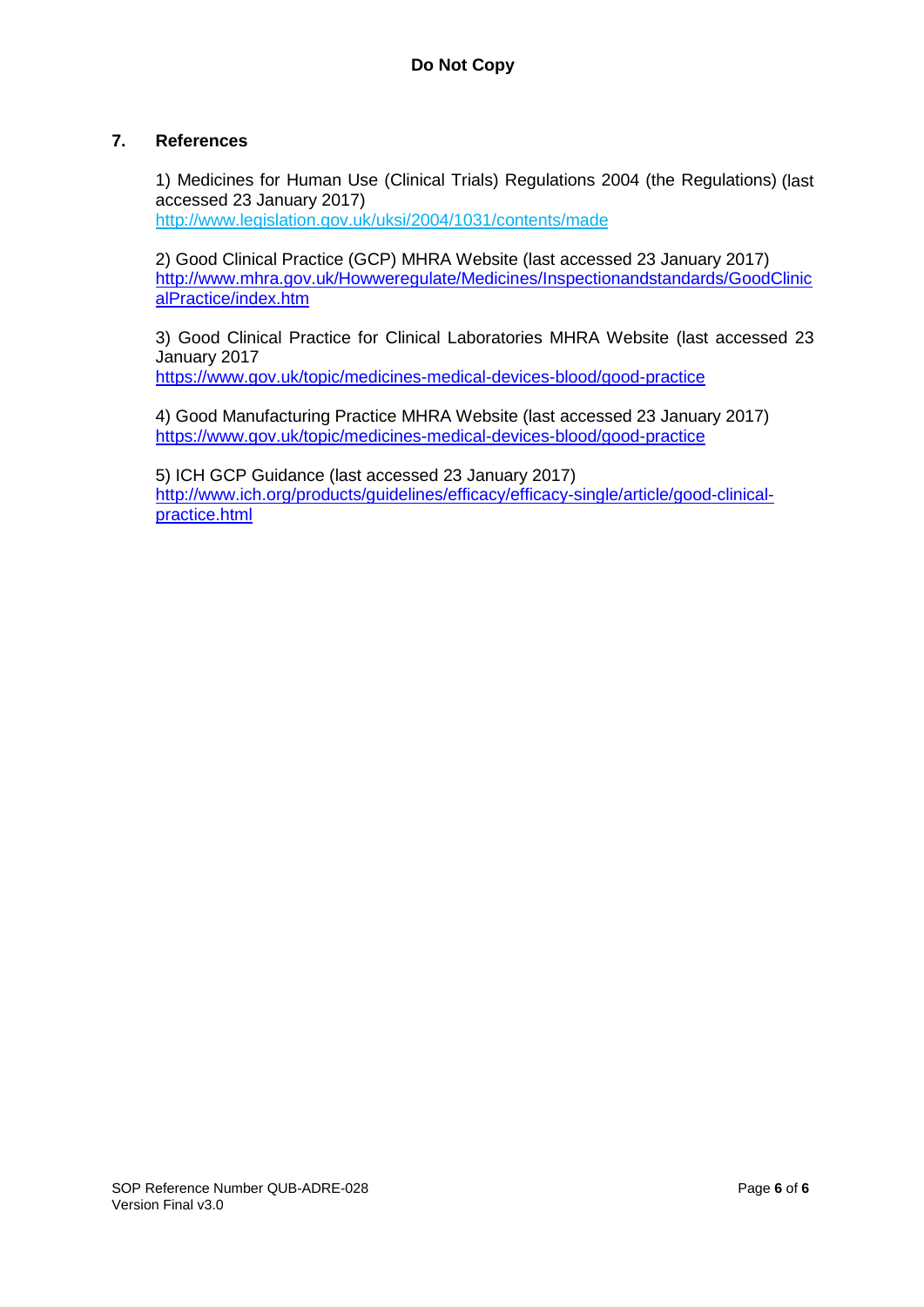## 7. References

1) Medicines for Human Use (Clinical Trials) Regulations 2004 (the Regulations) (last accessed 23 January 2017)
http://www.legislation.gov.uk/uksi/2004/1031/contents/made

2) Good Clinical Practice (GCP) MHRA Website (last accessed 23 January 2017)
http://www.mhra.gov.uk/Howweregulate/Medicines/Inspectionandstandards/GoodClinicalPractice/index.htm

3) Good Clinical Practice for Clinical Laboratories MHRA Website (last accessed 23 January 2017
https://www.gov.uk/topic/medicines-medical-devices-blood/good-practice

4) Good Manufacturing Practice MHRA Website (last accessed 23 January 2017)
https://www.gov.uk/topic/medicines-medical-devices-blood/good-practice

5) ICH GCP Guidance (last accessed 23 January 2017)
http://www.ich.org/products/guidelines/efficacy/efficacy-single/article/good-clinical-practice.html